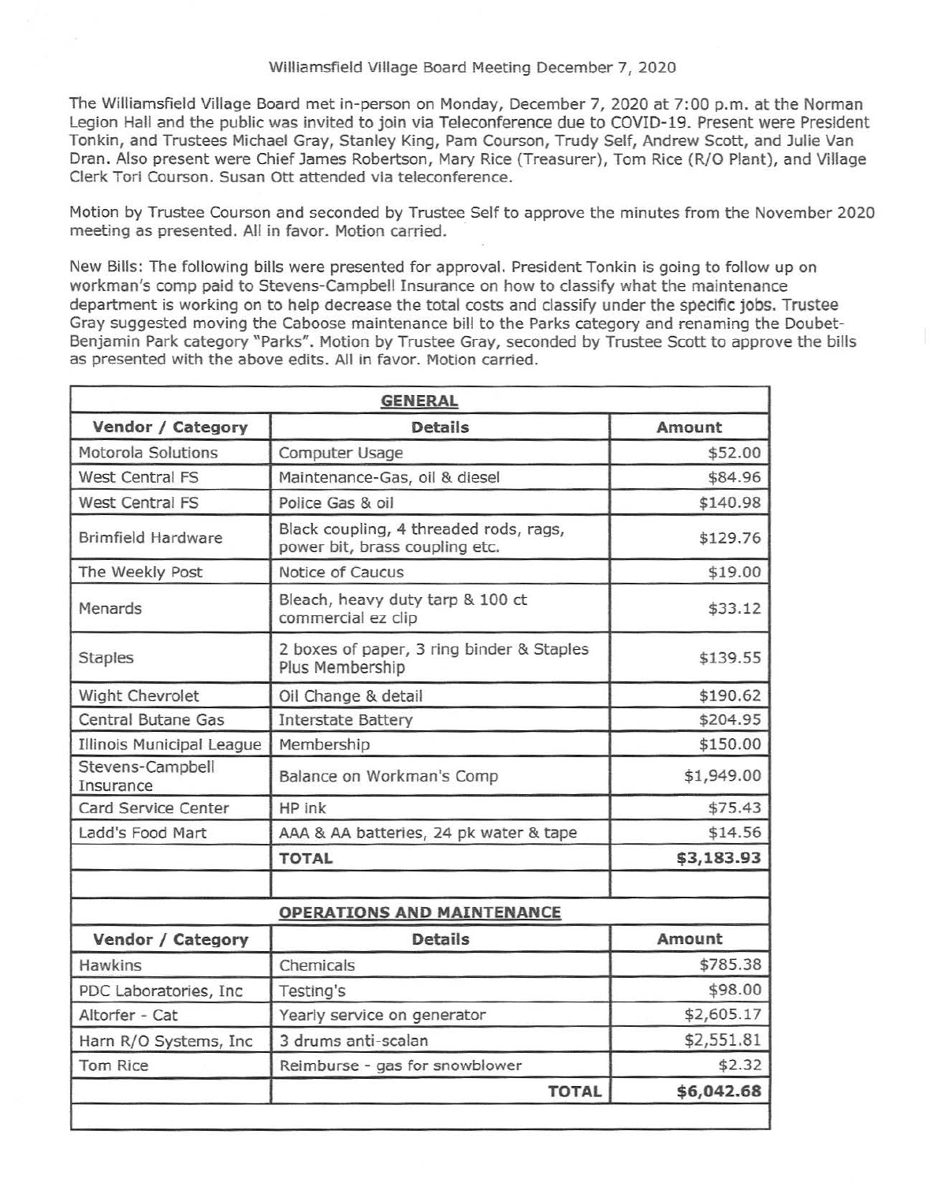Williamsfield Village Board Meeting December 7, 2020

The Williamsfield Village Board met in-person on Monday, December 7, 2020 at 7:00 p.m. at the Norman Legion Hall and the public was invited to join via Teleconference due to COVID-19. Present were President Tonkin, and Trustees Michael Gray, Stanley King, Pam Courson, Trudy Self, Andrew Scott, and Julie Van Dran. Also present were Chief James Robertson, Mary Rice (Treasurer), Tom Rice (R/O Plant), and Village Clerk Tori Courson. Susan Ott attended via teleconference.

Motion by Trustee Courson and seconded by Trustee Self to approve the minutes from the November 2020 meeting as presented. All in favor. Motion carried.

New Bills: The following bills were presented for approval. President Tonkin is going to follow up on workman's comp paid to Stevens-Campbell Insurance on how to classify what the maintenance department is working on to help decrease the total costs and classify under the specific jobs. Trustee Gray suggested moving the Caboose maintenance bill to the Parks category and renaming the Doubet-Benjamin Park category "Parks". Motion by Trustee Gray, seconded by Trustee Scott to approve the bills as presented with the above edits. All in favor. Motion carried.

| **GENERAL** | | |
|---|---|---|
| **Vendor / Category** | **Details** | **Amount** |
| Motorola Solutions | Computer Usage | $52.00 |
| West Central FS | Maintenance-Gas, oil & diesel | $84.96 |
| West Central FS | Police Gas & oil | $140.98 |
| Brimfield Hardware | Black coupling, 4 threaded rods, rags, power bit, brass coupling etc. | $129.76 |
| The Weekly Post | Notice of Caucus | $19.00 |
| Menards | Bleach, heavy duty tarp & 100 ct commercial ez clip | $33.12 |
| Staples | 2 boxes of paper, 3 ring binder & Staples Plus Membership | $139.55 |
| Wight Chevrolet | Oil Change & detail | $190.62 |
| Central Butane Gas | Interstate Battery | $204.95 |
| Illinois Municipal League | Membership | $150.00 |
| Stevens-Campbell Insurance | Balance on Workman's Comp | $1,949.00 |
| Card Service Center | HP ink | $75.43 |
| Ladd's Food Mart | AAA & AA batteries, 24 pk water & tape | $14.56 |
| | **TOTAL** | **$3,183.93** |

| **OPERATIONS AND MAINTENANCE** | | |
|---|---|---|
| **Vendor / Category** | **Details** | **Amount** |
| Hawkins | Chemicals | $785.38 |
| PDC Laboratories, Inc | Testing's | $98.00 |
| Altorfer - Cat | Yearly service on generator | $2,605.17 |
| Harn R/O Systems, Inc | 3 drums anti-scalan | $2,551.81 |
| Tom Rice | Reimburse - gas for snowblower | $2.32 |
| | **TOTAL** | **$6,042.68** |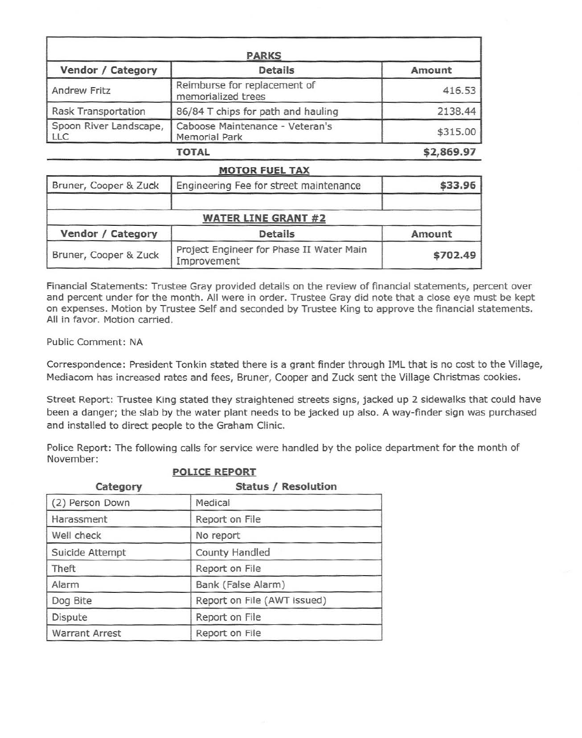| PARKS | | |
|---|---|---|
| **Vendor / Category** | **Details** | **Amount** |
| Andrew Fritz | Reimburse for replacement of memorialized trees | 416.53 |
| Rask Transportation | 86/84 T chips for path and hauling | 2138.44 |
| Spoon River Landscape, LLC | Caboose Maintenance - Veteran's Memorial Park | $315.00 |
| | **TOTAL** | **$2,869.97** |

| MOTOR FUEL TAX | | |
|---|---|---|
| Bruner, Cooper & Zuck | Engineering Fee for street maintenance | **$33.96** |
| | | |

| WATER LINE GRANT #2 | | |
|---|---|---|
| **Vendor / Category** | **Details** | **Amount** |
| Bruner, Cooper & Zuck | Project Engineer for Phase II Water Main Improvement | **$702.49** |

Financial Statements: Trustee Gray provided details on the review of financial statements, percent over and percent under for the month. All were in order. Trustee Gray did note that a close eye must be kept on expenses. Motion by Trustee Self and seconded by Trustee King to approve the financial statements. All in favor. Motion carried.

Public Comment: NA

Correspondence: President Tonkin stated there is a grant finder through IML that is no cost to the Village, Mediacom has increased rates and fees, Bruner, Cooper and Zuck sent the Village Christmas cookies.

Street Report: Trustee King stated they straightened streets signs, jacked up 2 sidewalks that could have been a danger; the slab by the water plant needs to be jacked up also. A way-finder sign was purchased and installed to direct people to the Graham Clinic.

Police Report: The following calls for service were handled by the police department for the month of November:

**POLICE REPORT**

| Category | Status / Resolution |
|---|---|
| (2) Person Down | Medical |
| Harassment | Report on File |
| Well check | No report |
| Suicide Attempt | County Handled |
| Theft | Report on File |
| Alarm | Bank (False Alarm) |
| Dog Bite | Report on File (AWT issued) |
| Dispute | Report on File |
| Warrant Arrest | Report on File |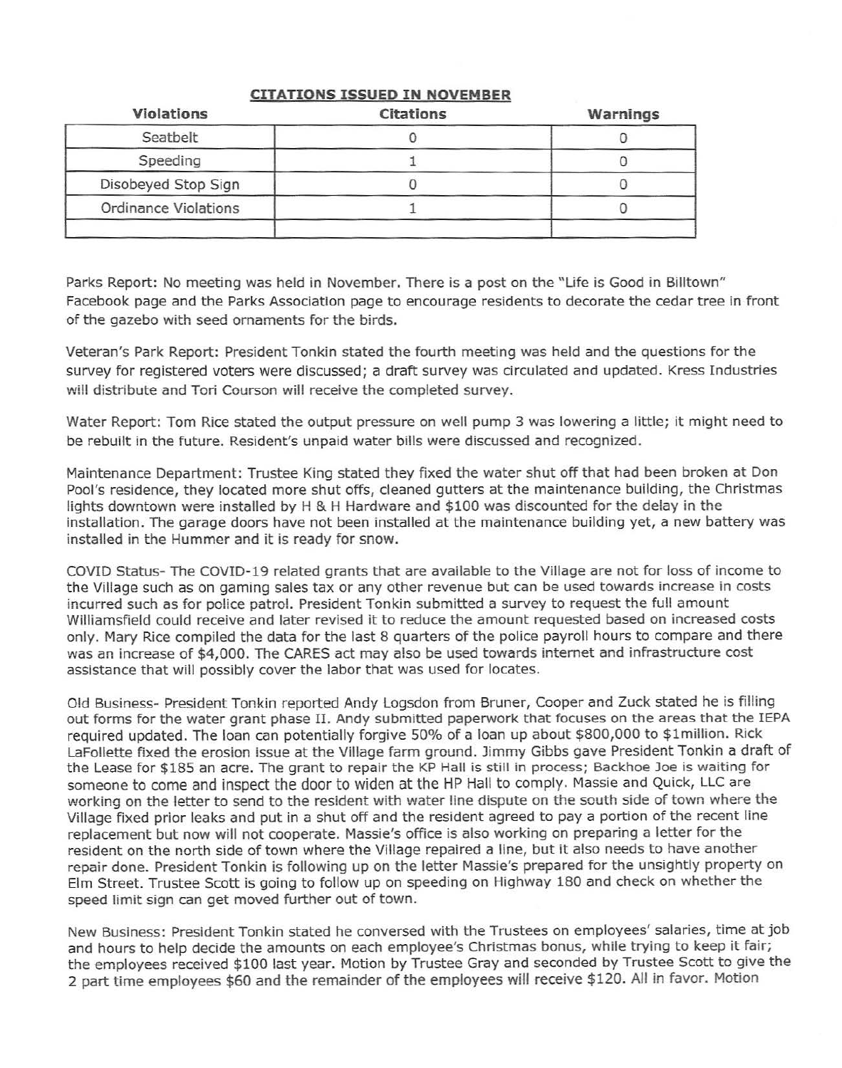**CITATIONS ISSUED IN NOVEMBER**

| Violations | Citations | Warnings |
|---|---|---|
| Seatbelt | 0 | 0 |
| Speeding | 1 | 0 |
| Disobeyed Stop Sign | 0 | 0 |
| Ordinance Violations | 1 | 0 |
| | | |

Parks Report: No meeting was held in November. There is a post on the "Life is Good in Billtown" Facebook page and the Parks Association page to encourage residents to decorate the cedar tree in front of the gazebo with seed ornaments for the birds.

Veteran's Park Report: President Tonkin stated the fourth meeting was held and the questions for the survey for registered voters were discussed; a draft survey was circulated and updated. Kress Industries will distribute and Tori Courson will receive the completed survey.

Water Report: Tom Rice stated the output pressure on well pump 3 was lowering a little; it might need to be rebuilt in the future. Resident's unpaid water bills were discussed and recognized.

Maintenance Department: Trustee King stated they fixed the water shut off that had been broken at Don Pool's residence, they located more shut offs, cleaned gutters at the maintenance building, the Christmas lights downtown were installed by H & H Hardware and $100 was discounted for the delay in the installation. The garage doors have not been installed at the maintenance building yet, a new battery was installed in the Hummer and it is ready for snow.

COVID Status- The COVID-19 related grants that are available to the Village are not for loss of income to the Village such as on gaming sales tax or any other revenue but can be used towards increase in costs incurred such as for police patrol. President Tonkin submitted a survey to request the full amount Williamsfield could receive and later revised it to reduce the amount requested based on increased costs only. Mary Rice compiled the data for the last 8 quarters of the police payroll hours to compare and there was an increase of $4,000. The CARES act may also be used towards internet and infrastructure cost assistance that will possibly cover the labor that was used for locates.

Old Business- President Tonkin reported Andy Logsdon from Bruner, Cooper and Zuck stated he is filling out forms for the water grant phase II. Andy submitted paperwork that focuses on the areas that the IEPA required updated. The loan can potentially forgive 50% of a loan up about $800,000 to $1million. Rick LaFollette fixed the erosion issue at the Village farm ground. Jimmy Gibbs gave President Tonkin a draft of the Lease for $185 an acre. The grant to repair the KP Hall is still in process; Backhoe Joe is waiting for someone to come and inspect the door to widen at the HP Hall to comply. Massie and Quick, LLC are working on the letter to send to the resident with water line dispute on the south side of town where the Village fixed prior leaks and put in a shut off and the resident agreed to pay a portion of the recent line replacement but now will not cooperate. Massie's office is also working on preparing a letter for the resident on the north side of town where the Village repaired a line, but it also needs to have another repair done. President Tonkin is following up on the letter Massie's prepared for the unsightly property on Elm Street. Trustee Scott is going to follow up on speeding on Highway 180 and check on whether the speed limit sign can get moved further out of town.

New Business: President Tonkin stated he conversed with the Trustees on employees' salaries, time at job and hours to help decide the amounts on each employee's Christmas bonus, while trying to keep it fair; the employees received $100 last year. Motion by Trustee Gray and seconded by Trustee Scott to give the 2 part time employees $60 and the remainder of the employees will receive $120. All in favor. Motion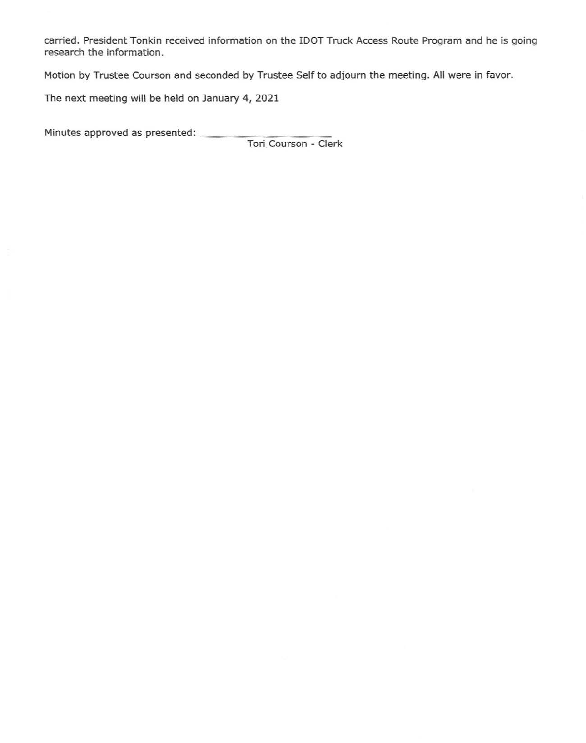carried. President Tonkin received information on the IDOT Truck Access Route Program and he is going research the information.

Motion by Trustee Courson and seconded by Trustee Self to adjourn the meeting. All were in favor.

The next meeting will be held on January 4, 2021

Minutes approved as presented: ______________________
Tori Courson - Clerk